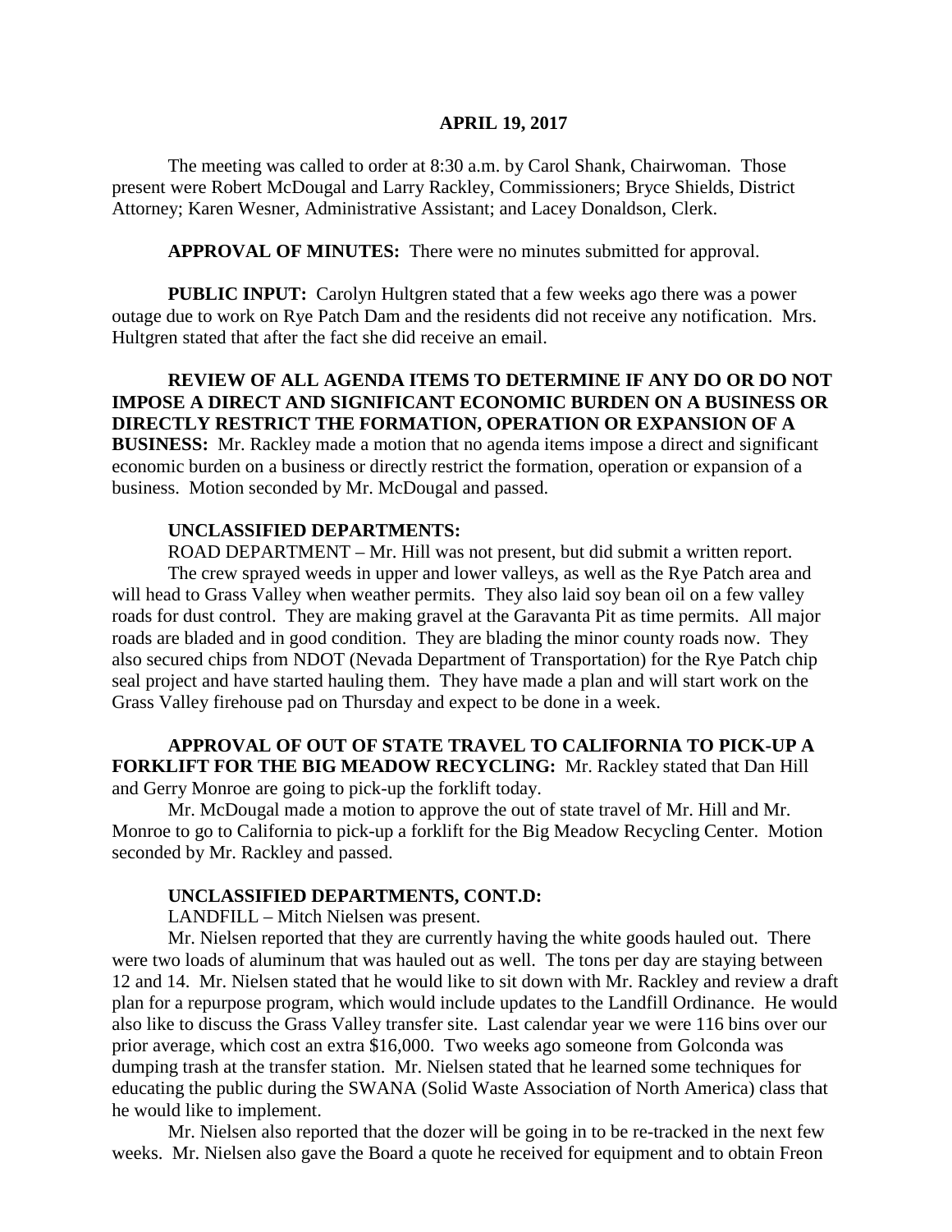**APRIL 19, 2017**

The meeting was called to order at 8:30 a.m. by Carol Shank, Chairwoman. Those present were Robert McDougal and Larry Rackley, Commissioners; Bryce Shields, District Attorney; Karen Wesner, Administrative Assistant; and Lacey Donaldson, Clerk.

**APPROVAL OF MINUTES:** There were no minutes submitted for approval.

**PUBLIC INPUT:** Carolyn Hultgren stated that a few weeks ago there was a power outage due to work on Rye Patch Dam and the residents did not receive any notification. Mrs. Hultgren stated that after the fact she did receive an email.

**REVIEW OF ALL AGENDA ITEMS TO DETERMINE IF ANY DO OR DO NOT IMPOSE A DIRECT AND SIGNIFICANT ECONOMIC BURDEN ON A BUSINESS OR DIRECTLY RESTRICT THE FORMATION, OPERATION OR EXPANSION OF A BUSINESS:** Mr. Rackley made a motion that no agenda items impose a direct and significant economic burden on a business or directly restrict the formation, operation or expansion of a business. Motion seconded by Mr. McDougal and passed.

**UNCLASSIFIED DEPARTMENTS:**

ROAD DEPARTMENT – Mr. Hill was not present, but did submit a written report.

The crew sprayed weeds in upper and lower valleys, as well as the Rye Patch area and will head to Grass Valley when weather permits. They also laid soy bean oil on a few valley roads for dust control. They are making gravel at the Garavanta Pit as time permits. All major roads are bladed and in good condition. They are blading the minor county roads now. They also secured chips from NDOT (Nevada Department of Transportation) for the Rye Patch chip seal project and have started hauling them. They have made a plan and will start work on the Grass Valley firehouse pad on Thursday and expect to be done in a week.

**APPROVAL OF OUT OF STATE TRAVEL TO CALIFORNIA TO PICK-UP A FORKLIFT FOR THE BIG MEADOW RECYCLING:** Mr. Rackley stated that Dan Hill and Gerry Monroe are going to pick-up the forklift today.

Mr. McDougal made a motion to approve the out of state travel of Mr. Hill and Mr. Monroe to go to California to pick-up a forklift for the Big Meadow Recycling Center. Motion seconded by Mr. Rackley and passed.

**UNCLASSIFIED DEPARTMENTS, CONT.D:**

LANDFILL – Mitch Nielsen was present.

Mr. Nielsen reported that they are currently having the white goods hauled out. There were two loads of aluminum that was hauled out as well. The tons per day are staying between 12 and 14. Mr. Nielsen stated that he would like to sit down with Mr. Rackley and review a draft plan for a repurpose program, which would include updates to the Landfill Ordinance. He would also like to discuss the Grass Valley transfer site. Last calendar year we were 116 bins over our prior average, which cost an extra $16,000. Two weeks ago someone from Golconda was dumping trash at the transfer station. Mr. Nielsen stated that he learned some techniques for educating the public during the SWANA (Solid Waste Association of North America) class that he would like to implement.

Mr. Nielsen also reported that the dozer will be going in to be re-tracked in the next few weeks. Mr. Nielsen also gave the Board a quote he received for equipment and to obtain Freon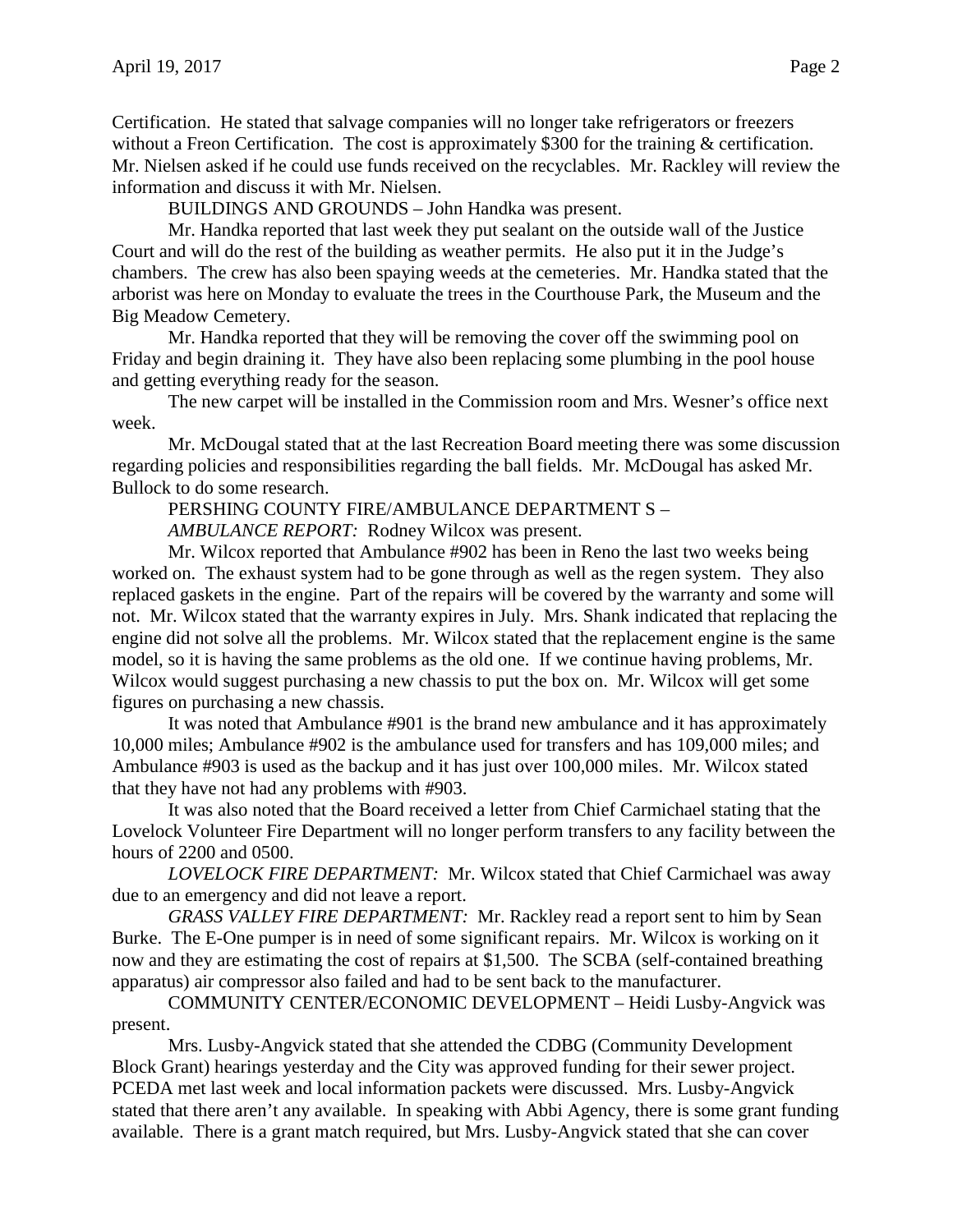Certification. He stated that salvage companies will no longer take refrigerators or freezers without a Freon Certification. The cost is approximately $300 for the training & certification. Mr. Nielsen asked if he could use funds received on the recyclables. Mr. Rackley will review the information and discuss it with Mr. Nielsen.

BUILDINGS AND GROUNDS – John Handka was present.

Mr. Handka reported that last week they put sealant on the outside wall of the Justice Court and will do the rest of the building as weather permits. He also put it in the Judge's chambers. The crew has also been spaying weeds at the cemeteries. Mr. Handka stated that the arborist was here on Monday to evaluate the trees in the Courthouse Park, the Museum and the Big Meadow Cemetery.

Mr. Handka reported that they will be removing the cover off the swimming pool on Friday and begin draining it. They have also been replacing some plumbing in the pool house and getting everything ready for the season.

The new carpet will be installed in the Commission room and Mrs. Wesner's office next week.

Mr. McDougal stated that at the last Recreation Board meeting there was some discussion regarding policies and responsibilities regarding the ball fields. Mr. McDougal has asked Mr. Bullock to do some research.

PERSHING COUNTY FIRE/AMBULANCE DEPARTMENT S –

*AMBULANCE REPORT:* Rodney Wilcox was present.

Mr. Wilcox reported that Ambulance #902 has been in Reno the last two weeks being worked on. The exhaust system had to be gone through as well as the regen system. They also replaced gaskets in the engine. Part of the repairs will be covered by the warranty and some will not. Mr. Wilcox stated that the warranty expires in July. Mrs. Shank indicated that replacing the engine did not solve all the problems. Mr. Wilcox stated that the replacement engine is the same model, so it is having the same problems as the old one. If we continue having problems, Mr. Wilcox would suggest purchasing a new chassis to put the box on. Mr. Wilcox will get some figures on purchasing a new chassis.

It was noted that Ambulance #901 is the brand new ambulance and it has approximately 10,000 miles; Ambulance #902 is the ambulance used for transfers and has 109,000 miles; and Ambulance #903 is used as the backup and it has just over 100,000 miles. Mr. Wilcox stated that they have not had any problems with #903.

It was also noted that the Board received a letter from Chief Carmichael stating that the Lovelock Volunteer Fire Department will no longer perform transfers to any facility between the hours of 2200 and 0500.

*LOVELOCK FIRE DEPARTMENT:* Mr. Wilcox stated that Chief Carmichael was away due to an emergency and did not leave a report.

*GRASS VALLEY FIRE DEPARTMENT:* Mr. Rackley read a report sent to him by Sean Burke. The E-One pumper is in need of some significant repairs. Mr. Wilcox is working on it now and they are estimating the cost of repairs at $1,500. The SCBA (self-contained breathing apparatus) air compressor also failed and had to be sent back to the manufacturer.

COMMUNITY CENTER/ECONOMIC DEVELOPMENT – Heidi Lusby-Angvick was present.

Mrs. Lusby-Angvick stated that she attended the CDBG (Community Development Block Grant) hearings yesterday and the City was approved funding for their sewer project. PCEDA met last week and local information packets were discussed. Mrs. Lusby-Angvick stated that there aren't any available. In speaking with Abbi Agency, there is some grant funding available. There is a grant match required, but Mrs. Lusby-Angvick stated that she can cover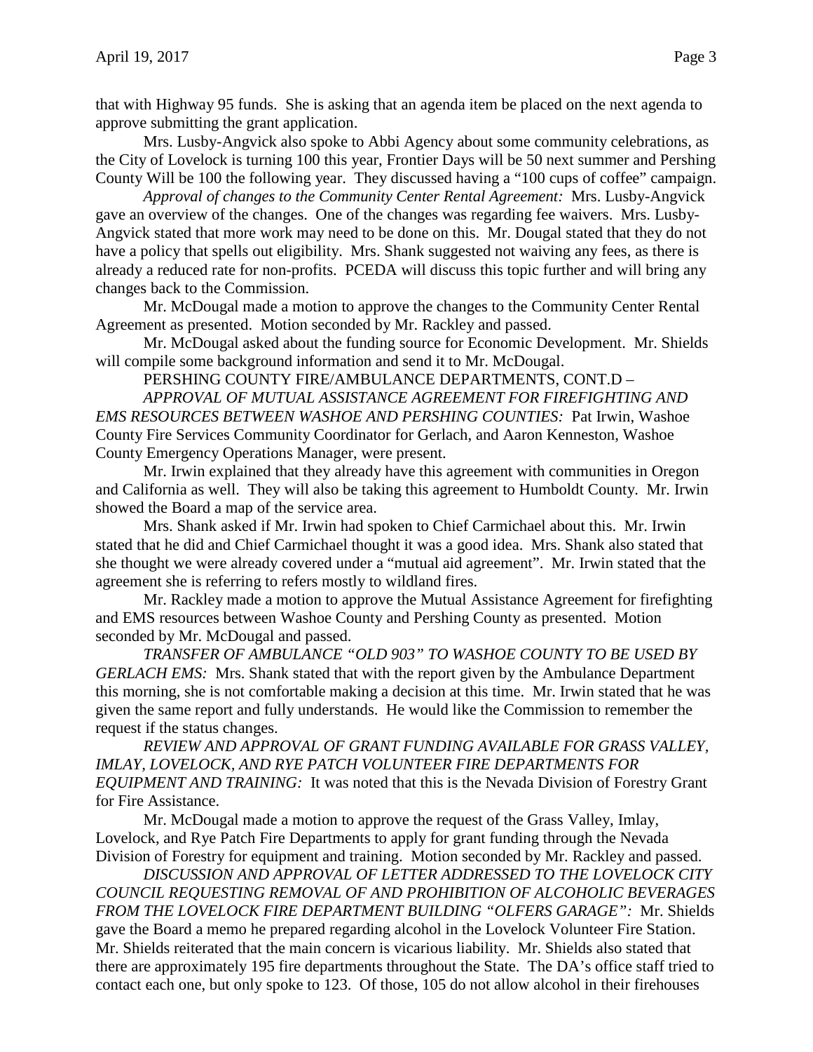that with Highway 95 funds. She is asking that an agenda item be placed on the next agenda to approve submitting the grant application.

Mrs. Lusby-Angvick also spoke to Abbi Agency about some community celebrations, as the City of Lovelock is turning 100 this year, Frontier Days will be 50 next summer and Pershing County Will be 100 the following year. They discussed having a "100 cups of coffee" campaign.

*Approval of changes to the Community Center Rental Agreement:* Mrs. Lusby-Angvick gave an overview of the changes. One of the changes was regarding fee waivers. Mrs. Lusby-Angvick stated that more work may need to be done on this. Mr. Dougal stated that they do not have a policy that spells out eligibility. Mrs. Shank suggested not waiving any fees, as there is already a reduced rate for non-profits. PCEDA will discuss this topic further and will bring any changes back to the Commission.

Mr. McDougal made a motion to approve the changes to the Community Center Rental Agreement as presented. Motion seconded by Mr. Rackley and passed.

Mr. McDougal asked about the funding source for Economic Development. Mr. Shields will compile some background information and send it to Mr. McDougal.

PERSHING COUNTY FIRE/AMBULANCE DEPARTMENTS, CONT.D –

*APPROVAL OF MUTUAL ASSISTANCE AGREEMENT FOR FIREFIGHTING AND EMS RESOURCES BETWEEN WASHOE AND PERSHING COUNTIES:* Pat Irwin, Washoe County Fire Services Community Coordinator for Gerlach, and Aaron Kenneston, Washoe County Emergency Operations Manager, were present.

Mr. Irwin explained that they already have this agreement with communities in Oregon and California as well. They will also be taking this agreement to Humboldt County. Mr. Irwin showed the Board a map of the service area.

Mrs. Shank asked if Mr. Irwin had spoken to Chief Carmichael about this. Mr. Irwin stated that he did and Chief Carmichael thought it was a good idea. Mrs. Shank also stated that she thought we were already covered under a "mutual aid agreement". Mr. Irwin stated that the agreement she is referring to refers mostly to wildland fires.

Mr. Rackley made a motion to approve the Mutual Assistance Agreement for firefighting and EMS resources between Washoe County and Pershing County as presented. Motion seconded by Mr. McDougal and passed.

*TRANSFER OF AMBULANCE "OLD 903" TO WASHOE COUNTY TO BE USED BY GERLACH EMS:* Mrs. Shank stated that with the report given by the Ambulance Department this morning, she is not comfortable making a decision at this time. Mr. Irwin stated that he was given the same report and fully understands. He would like the Commission to remember the request if the status changes.

*REVIEW AND APPROVAL OF GRANT FUNDING AVAILABLE FOR GRASS VALLEY, IMLAY, LOVELOCK, AND RYE PATCH VOLUNTEER FIRE DEPARTMENTS FOR EQUIPMENT AND TRAINING:* It was noted that this is the Nevada Division of Forestry Grant for Fire Assistance.

Mr. McDougal made a motion to approve the request of the Grass Valley, Imlay, Lovelock, and Rye Patch Fire Departments to apply for grant funding through the Nevada Division of Forestry for equipment and training. Motion seconded by Mr. Rackley and passed.

*DISCUSSION AND APPROVAL OF LETTER ADDRESSED TO THE LOVELOCK CITY COUNCIL REQUESTING REMOVAL OF AND PROHIBITION OF ALCOHOLIC BEVERAGES FROM THE LOVELOCK FIRE DEPARTMENT BUILDING "OLFERS GARAGE":* Mr. Shields gave the Board a memo he prepared regarding alcohol in the Lovelock Volunteer Fire Station. Mr. Shields reiterated that the main concern is vicarious liability. Mr. Shields also stated that there are approximately 195 fire departments throughout the State. The DA's office staff tried to contact each one, but only spoke to 123. Of those, 105 do not allow alcohol in their firehouses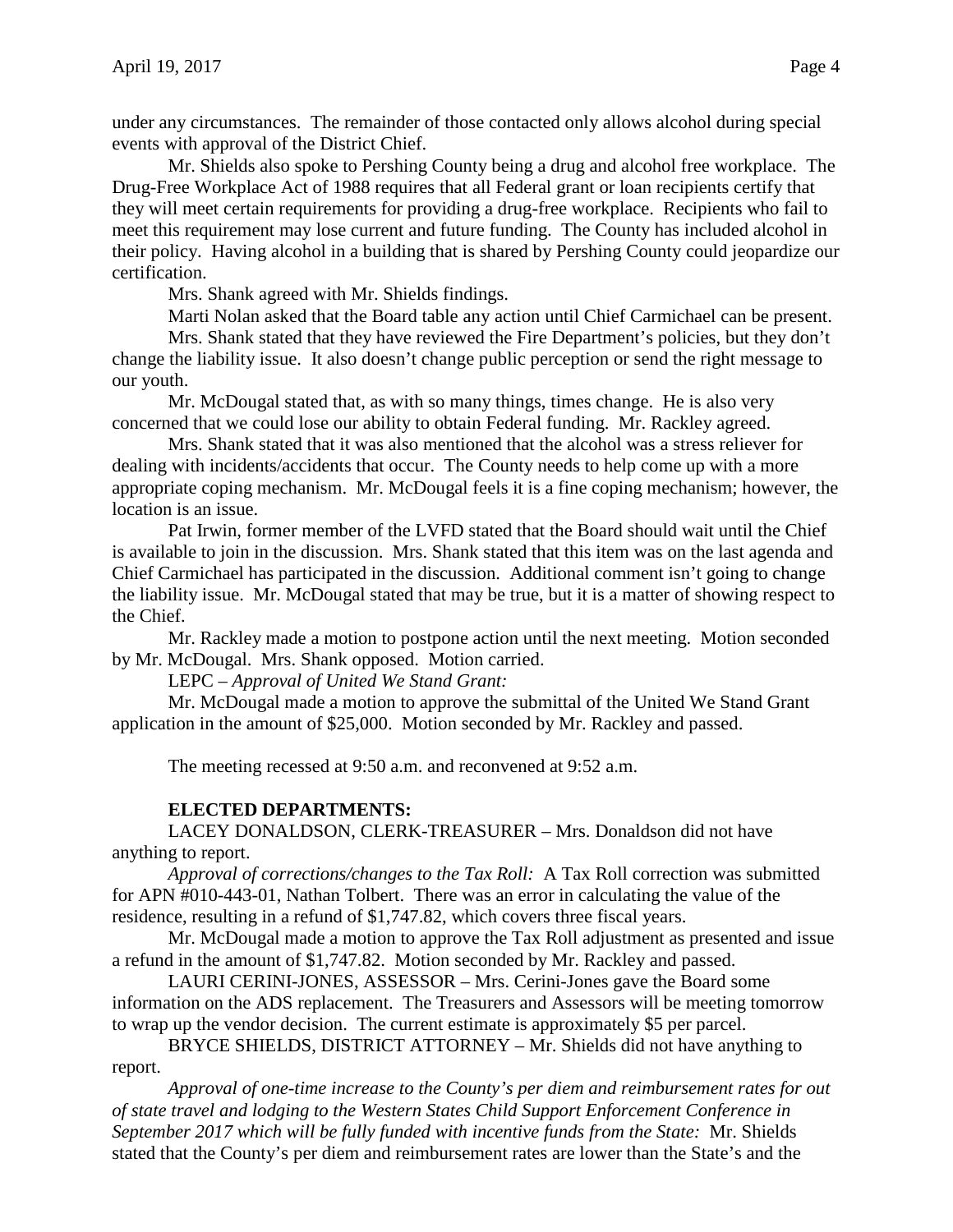under any circumstances. The remainder of those contacted only allows alcohol during special events with approval of the District Chief.

Mr. Shields also spoke to Pershing County being a drug and alcohol free workplace. The Drug-Free Workplace Act of 1988 requires that all Federal grant or loan recipients certify that they will meet certain requirements for providing a drug-free workplace. Recipients who fail to meet this requirement may lose current and future funding. The County has included alcohol in their policy. Having alcohol in a building that is shared by Pershing County could jeopardize our certification.

Mrs. Shank agreed with Mr. Shields findings.

Marti Nolan asked that the Board table any action until Chief Carmichael can be present.

Mrs. Shank stated that they have reviewed the Fire Department's policies, but they don't change the liability issue. It also doesn't change public perception or send the right message to our youth.

Mr. McDougal stated that, as with so many things, times change. He is also very concerned that we could lose our ability to obtain Federal funding. Mr. Rackley agreed.

Mrs. Shank stated that it was also mentioned that the alcohol was a stress reliever for dealing with incidents/accidents that occur. The County needs to help come up with a more appropriate coping mechanism. Mr. McDougal feels it is a fine coping mechanism; however, the location is an issue.

Pat Irwin, former member of the LVFD stated that the Board should wait until the Chief is available to join in the discussion. Mrs. Shank stated that this item was on the last agenda and Chief Carmichael has participated in the discussion. Additional comment isn't going to change the liability issue. Mr. McDougal stated that may be true, but it is a matter of showing respect to the Chief.

Mr. Rackley made a motion to postpone action until the next meeting. Motion seconded by Mr. McDougal. Mrs. Shank opposed. Motion carried.

LEPC – *Approval of United We Stand Grant:*

Mr. McDougal made a motion to approve the submittal of the United We Stand Grant application in the amount of $25,000. Motion seconded by Mr. Rackley and passed.

The meeting recessed at 9:50 a.m. and reconvened at 9:52 a.m.

**ELECTED DEPARTMENTS:**

LACEY DONALDSON, CLERK-TREASURER – Mrs. Donaldson did not have anything to report.

*Approval of corrections/changes to the Tax Roll:* A Tax Roll correction was submitted for APN #010-443-01, Nathan Tolbert. There was an error in calculating the value of the residence, resulting in a refund of $1,747.82, which covers three fiscal years.

Mr. McDougal made a motion to approve the Tax Roll adjustment as presented and issue a refund in the amount of $1,747.82. Motion seconded by Mr. Rackley and passed.

LAURI CERINI-JONES, ASSESSOR – Mrs. Cerini-Jones gave the Board some information on the ADS replacement. The Treasurers and Assessors will be meeting tomorrow to wrap up the vendor decision. The current estimate is approximately $5 per parcel.

BRYCE SHIELDS, DISTRICT ATTORNEY – Mr. Shields did not have anything to report.

*Approval of one-time increase to the County's per diem and reimbursement rates for out of state travel and lodging to the Western States Child Support Enforcement Conference in September 2017 which will be fully funded with incentive funds from the State:* Mr. Shields stated that the County's per diem and reimbursement rates are lower than the State's and the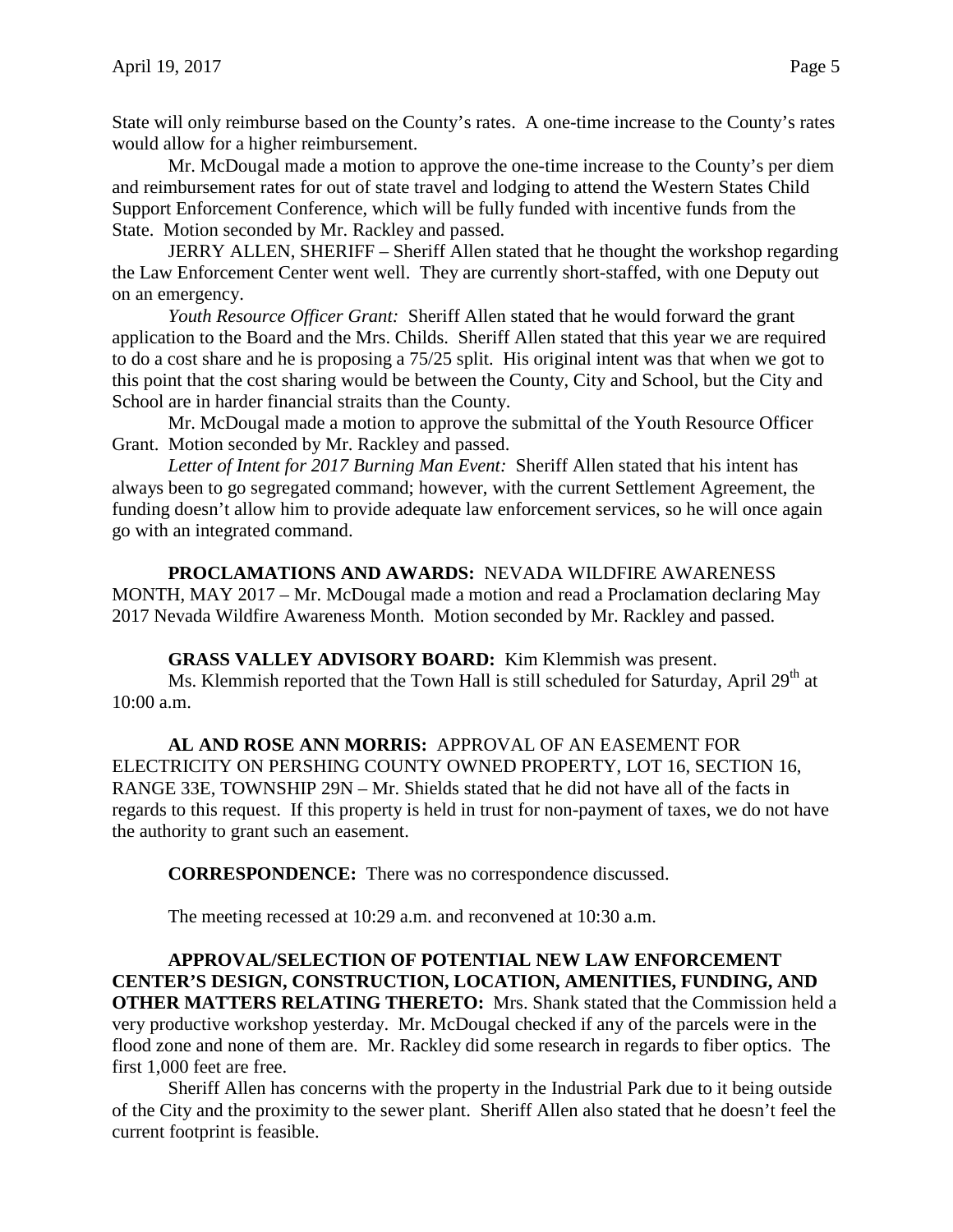State will only reimburse based on the County's rates. A one-time increase to the County's rates would allow for a higher reimbursement.

Mr. McDougal made a motion to approve the one-time increase to the County's per diem and reimbursement rates for out of state travel and lodging to attend the Western States Child Support Enforcement Conference, which will be fully funded with incentive funds from the State. Motion seconded by Mr. Rackley and passed.

JERRY ALLEN, SHERIFF – Sheriff Allen stated that he thought the workshop regarding the Law Enforcement Center went well. They are currently short-staffed, with one Deputy out on an emergency.

*Youth Resource Officer Grant:* Sheriff Allen stated that he would forward the grant application to the Board and the Mrs. Childs. Sheriff Allen stated that this year we are required to do a cost share and he is proposing a 75/25 split. His original intent was that when we got to this point that the cost sharing would be between the County, City and School, but the City and School are in harder financial straits than the County.

Mr. McDougal made a motion to approve the submittal of the Youth Resource Officer Grant. Motion seconded by Mr. Rackley and passed.

*Letter of Intent for 2017 Burning Man Event:* Sheriff Allen stated that his intent has always been to go segregated command; however, with the current Settlement Agreement, the funding doesn't allow him to provide adequate law enforcement services, so he will once again go with an integrated command.

**PROCLAMATIONS AND AWARDS:** NEVADA WILDFIRE AWARENESS MONTH, MAY 2017 – Mr. McDougal made a motion and read a Proclamation declaring May 2017 Nevada Wildfire Awareness Month. Motion seconded by Mr. Rackley and passed.

**GRASS VALLEY ADVISORY BOARD:** Kim Klemmish was present.

Ms. Klemmish reported that the Town Hall is still scheduled for Saturday, April 29th at 10:00 a.m.

**AL AND ROSE ANN MORRIS:** APPROVAL OF AN EASEMENT FOR ELECTRICITY ON PERSHING COUNTY OWNED PROPERTY, LOT 16, SECTION 16, RANGE 33E, TOWNSHIP 29N – Mr. Shields stated that he did not have all of the facts in regards to this request. If this property is held in trust for non-payment of taxes, we do not have the authority to grant such an easement.

**CORRESPONDENCE:** There was no correspondence discussed.

The meeting recessed at 10:29 a.m. and reconvened at 10:30 a.m.

**APPROVAL/SELECTION OF POTENTIAL NEW LAW ENFORCEMENT CENTER'S DESIGN, CONSTRUCTION, LOCATION, AMENITIES, FUNDING, AND OTHER MATTERS RELATING THERETO:** Mrs. Shank stated that the Commission held a very productive workshop yesterday. Mr. McDougal checked if any of the parcels were in the flood zone and none of them are. Mr. Rackley did some research in regards to fiber optics. The first 1,000 feet are free.

Sheriff Allen has concerns with the property in the Industrial Park due to it being outside of the City and the proximity to the sewer plant. Sheriff Allen also stated that he doesn't feel the current footprint is feasible.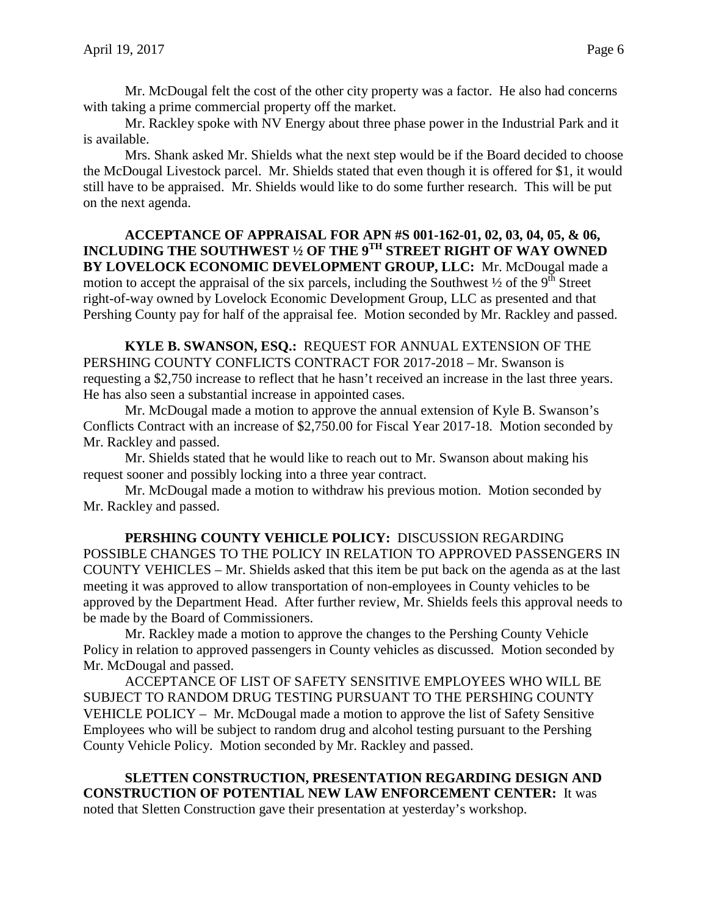Mr. McDougal felt the cost of the other city property was a factor. He also had concerns with taking a prime commercial property off the market.

Mr. Rackley spoke with NV Energy about three phase power in the Industrial Park and it is available.

Mrs. Shank asked Mr. Shields what the next step would be if the Board decided to choose the McDougal Livestock parcel. Mr. Shields stated that even though it is offered for $1, it would still have to be appraised. Mr. Shields would like to do some further research. This will be put on the next agenda.

**ACCEPTANCE OF APPRAISAL FOR APN #S 001-162-01, 02, 03, 04, 05, & 06, INCLUDING THE SOUTHWEST ½ OF THE 9TH STREET RIGHT OF WAY OWNED BY LOVELOCK ECONOMIC DEVELOPMENT GROUP, LLC:** Mr. McDougal made a motion to accept the appraisal of the six parcels, including the Southwest ½ of the 9th Street right-of-way owned by Lovelock Economic Development Group, LLC as presented and that Pershing County pay for half of the appraisal fee. Motion seconded by Mr. Rackley and passed.

**KYLE B. SWANSON, ESQ.:** REQUEST FOR ANNUAL EXTENSION OF THE PERSHING COUNTY CONFLICTS CONTRACT FOR 2017-2018 – Mr. Swanson is requesting a $2,750 increase to reflect that he hasn't received an increase in the last three years. He has also seen a substantial increase in appointed cases.

Mr. McDougal made a motion to approve the annual extension of Kyle B. Swanson's Conflicts Contract with an increase of $2,750.00 for Fiscal Year 2017-18. Motion seconded by Mr. Rackley and passed.

Mr. Shields stated that he would like to reach out to Mr. Swanson about making his request sooner and possibly locking into a three year contract.

Mr. McDougal made a motion to withdraw his previous motion. Motion seconded by Mr. Rackley and passed.

**PERSHING COUNTY VEHICLE POLICY:** DISCUSSION REGARDING POSSIBLE CHANGES TO THE POLICY IN RELATION TO APPROVED PASSENGERS IN COUNTY VEHICLES – Mr. Shields asked that this item be put back on the agenda as at the last meeting it was approved to allow transportation of non-employees in County vehicles to be approved by the Department Head. After further review, Mr. Shields feels this approval needs to be made by the Board of Commissioners.

Mr. Rackley made a motion to approve the changes to the Pershing County Vehicle Policy in relation to approved passengers in County vehicles as discussed. Motion seconded by Mr. McDougal and passed.

ACCEPTANCE OF LIST OF SAFETY SENSITIVE EMPLOYEES WHO WILL BE SUBJECT TO RANDOM DRUG TESTING PURSUANT TO THE PERSHING COUNTY VEHICLE POLICY – Mr. McDougal made a motion to approve the list of Safety Sensitive Employees who will be subject to random drug and alcohol testing pursuant to the Pershing County Vehicle Policy. Motion seconded by Mr. Rackley and passed.

**SLETTEN CONSTRUCTION, PRESENTATION REGARDING DESIGN AND CONSTRUCTION OF POTENTIAL NEW LAW ENFORCEMENT CENTER:** It was noted that Sletten Construction gave their presentation at yesterday's workshop.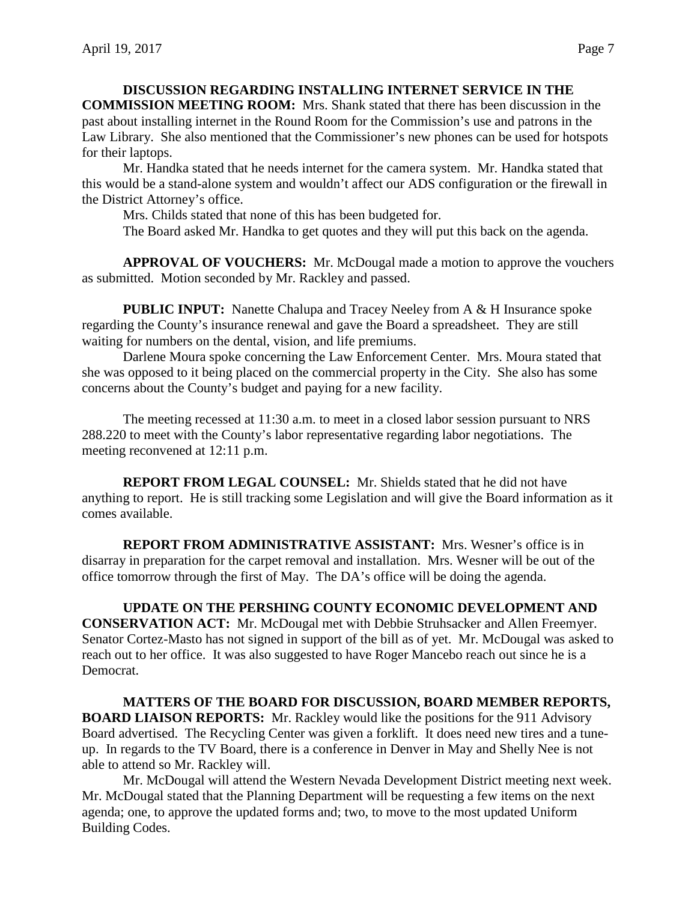**DISCUSSION REGARDING INSTALLING INTERNET SERVICE IN THE COMMISSION MEETING ROOM:** Mrs. Shank stated that there has been discussion in the past about installing internet in the Round Room for the Commission's use and patrons in the Law Library. She also mentioned that the Commissioner's new phones can be used for hotspots for their laptops.

Mr. Handka stated that he needs internet for the camera system. Mr. Handka stated that this would be a stand-alone system and wouldn't affect our ADS configuration or the firewall in the District Attorney's office.

Mrs. Childs stated that none of this has been budgeted for.

The Board asked Mr. Handka to get quotes and they will put this back on the agenda.

**APPROVAL OF VOUCHERS:** Mr. McDougal made a motion to approve the vouchers as submitted. Motion seconded by Mr. Rackley and passed.

**PUBLIC INPUT:** Nanette Chalupa and Tracey Neeley from A & H Insurance spoke regarding the County's insurance renewal and gave the Board a spreadsheet. They are still waiting for numbers on the dental, vision, and life premiums.

Darlene Moura spoke concerning the Law Enforcement Center. Mrs. Moura stated that she was opposed to it being placed on the commercial property in the City. She also has some concerns about the County's budget and paying for a new facility.

The meeting recessed at 11:30 a.m. to meet in a closed labor session pursuant to NRS 288.220 to meet with the County's labor representative regarding labor negotiations. The meeting reconvened at 12:11 p.m.

**REPORT FROM LEGAL COUNSEL:** Mr. Shields stated that he did not have anything to report. He is still tracking some Legislation and will give the Board information as it comes available.

**REPORT FROM ADMINISTRATIVE ASSISTANT:** Mrs. Wesner's office is in disarray in preparation for the carpet removal and installation. Mrs. Wesner will be out of the office tomorrow through the first of May. The DA's office will be doing the agenda.

**UPDATE ON THE PERSHING COUNTY ECONOMIC DEVELOPMENT AND CONSERVATION ACT:** Mr. McDougal met with Debbie Struhsacker and Allen Freemyer. Senator Cortez-Masto has not signed in support of the bill as of yet. Mr. McDougal was asked to reach out to her office. It was also suggested to have Roger Mancebo reach out since he is a Democrat.

**MATTERS OF THE BOARD FOR DISCUSSION, BOARD MEMBER REPORTS, BOARD LIAISON REPORTS:** Mr. Rackley would like the positions for the 911 Advisory Board advertised. The Recycling Center was given a forklift. It does need new tires and a tune-up. In regards to the TV Board, there is a conference in Denver in May and Shelly Nee is not able to attend so Mr. Rackley will.

Mr. McDougal will attend the Western Nevada Development District meeting next week. Mr. McDougal stated that the Planning Department will be requesting a few items on the next agenda; one, to approve the updated forms and; two, to move to the most updated Uniform Building Codes.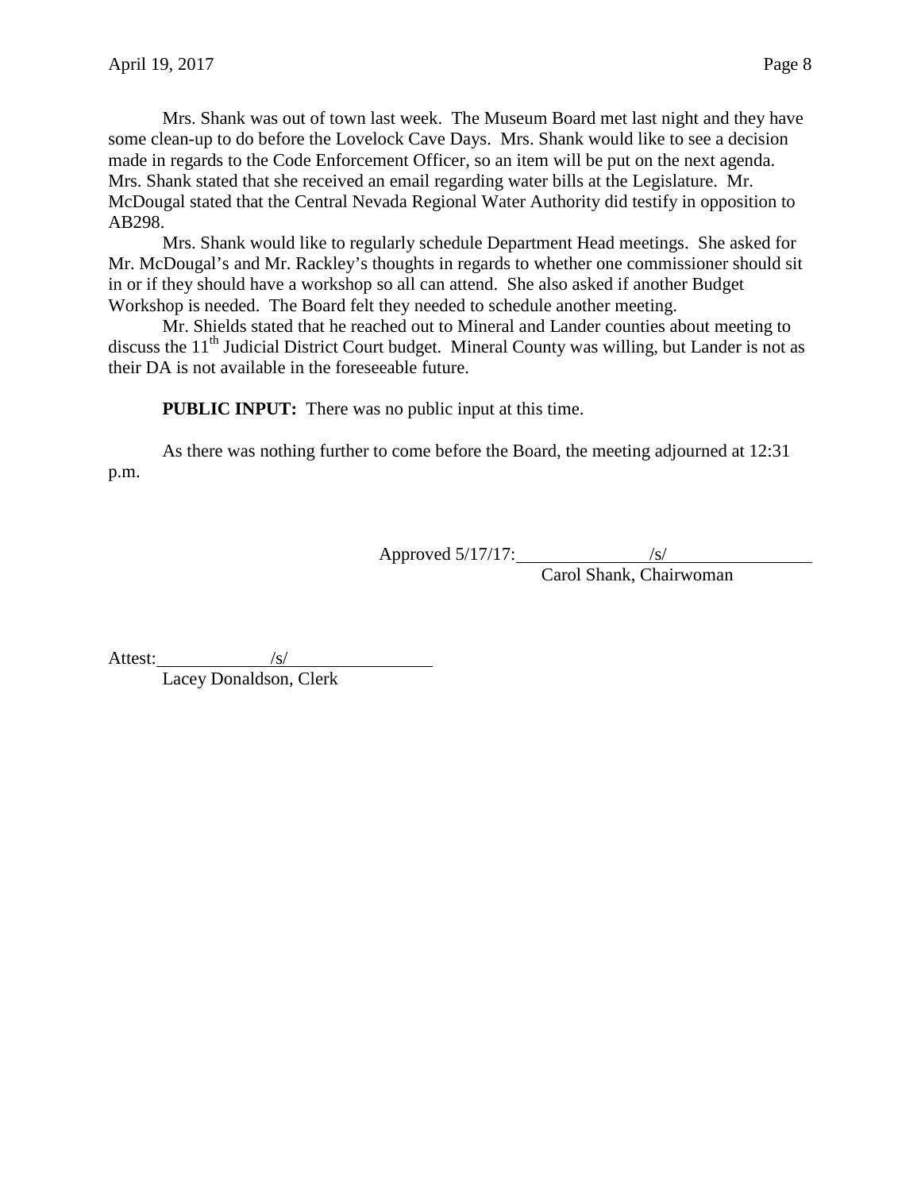Mrs. Shank was out of town last week. The Museum Board met last night and they have some clean-up to do before the Lovelock Cave Days. Mrs. Shank would like to see a decision made in regards to the Code Enforcement Officer, so an item will be put on the next agenda. Mrs. Shank stated that she received an email regarding water bills at the Legislature. Mr. McDougal stated that the Central Nevada Regional Water Authority did testify in opposition to AB298.

Mrs. Shank would like to regularly schedule Department Head meetings. She asked for Mr. McDougal's and Mr. Rackley's thoughts in regards to whether one commissioner should sit in or if they should have a workshop so all can attend. She also asked if another Budget Workshop is needed. The Board felt they needed to schedule another meeting.

Mr. Shields stated that he reached out to Mineral and Lander counties about meeting to discuss the 11th Judicial District Court budget. Mineral County was willing, but Lander is not as their DA is not available in the foreseeable future.

**PUBLIC INPUT:** There was no public input at this time.

As there was nothing further to come before the Board, the meeting adjourned at 12:31 p.m.

Approved 5/17/17: /s/
Carol Shank, Chairwoman

Attest: /s/
Lacey Donaldson, Clerk